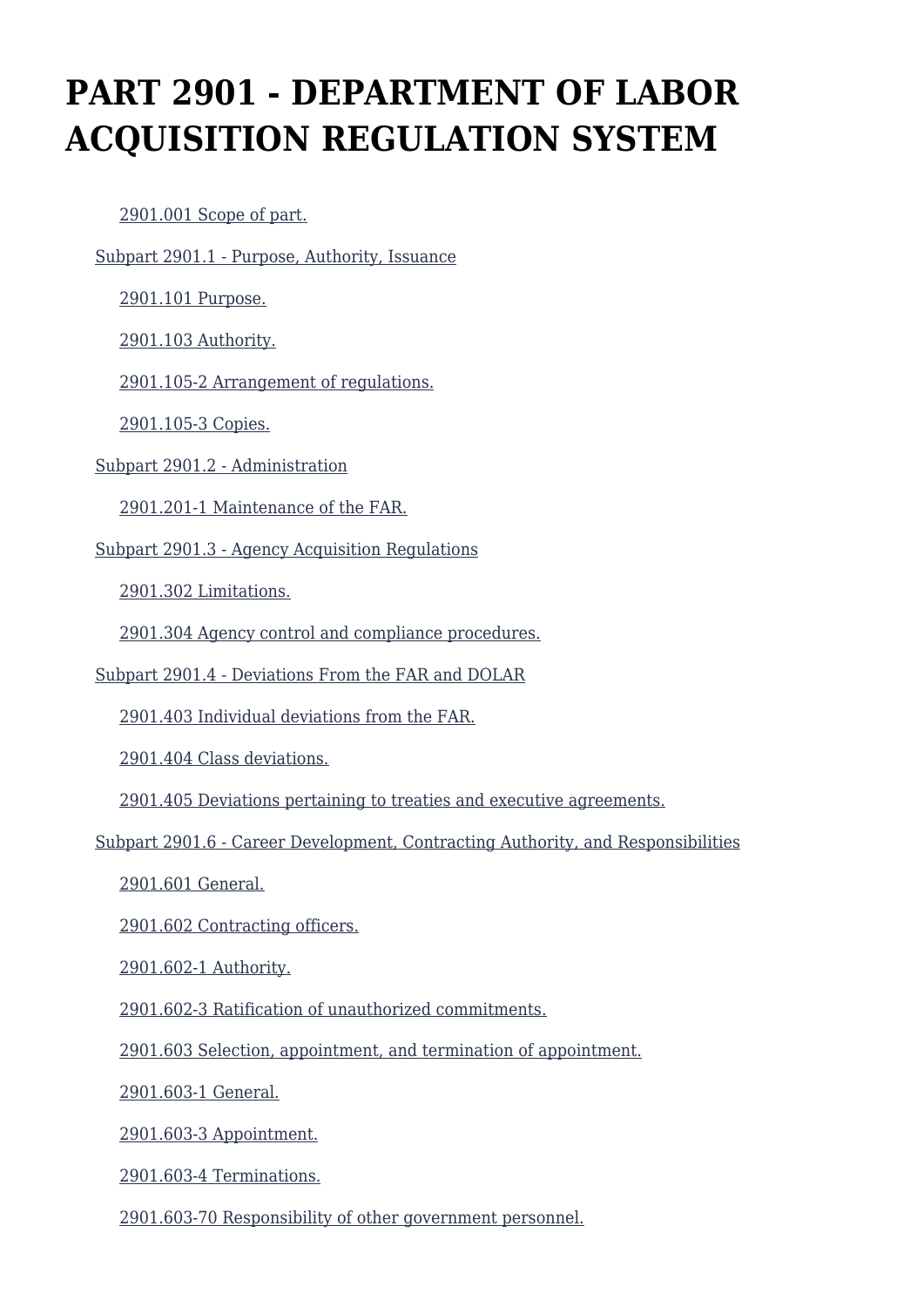# PART 2901 - DEPARTMENT OF LABOR ACQUISITION REGULATION SYSTEM

- 2901.001 Scope of part.
- Subpart 2901.1 - Purpose, Authority, Issuance
  - 2901.101 Purpose.
  - 2901.103 Authority.
  - 2901.105-2 Arrangement of regulations.
  - 2901.105-3 Copies.
- Subpart 2901.2 - Administration
  - 2901.201-1 Maintenance of the FAR.
- Subpart 2901.3 - Agency Acquisition Regulations
  - 2901.302 Limitations.
  - 2901.304 Agency control and compliance procedures.
- Subpart 2901.4 - Deviations From the FAR and DOLAR
  - 2901.403 Individual deviations from the FAR.
  - 2901.404 Class deviations.
  - 2901.405 Deviations pertaining to treaties and executive agreements.
- Subpart 2901.6 - Career Development, Contracting Authority, and Responsibilities
  - 2901.601 General.
  - 2901.602 Contracting officers.
  - 2901.602-1 Authority.
  - 2901.602-3 Ratification of unauthorized commitments.
  - 2901.603 Selection, appointment, and termination of appointment.
  - 2901.603-1 General.
  - 2901.603-3 Appointment.
  - 2901.603-4 Terminations.
  - 2901.603-70 Responsibility of other government personnel.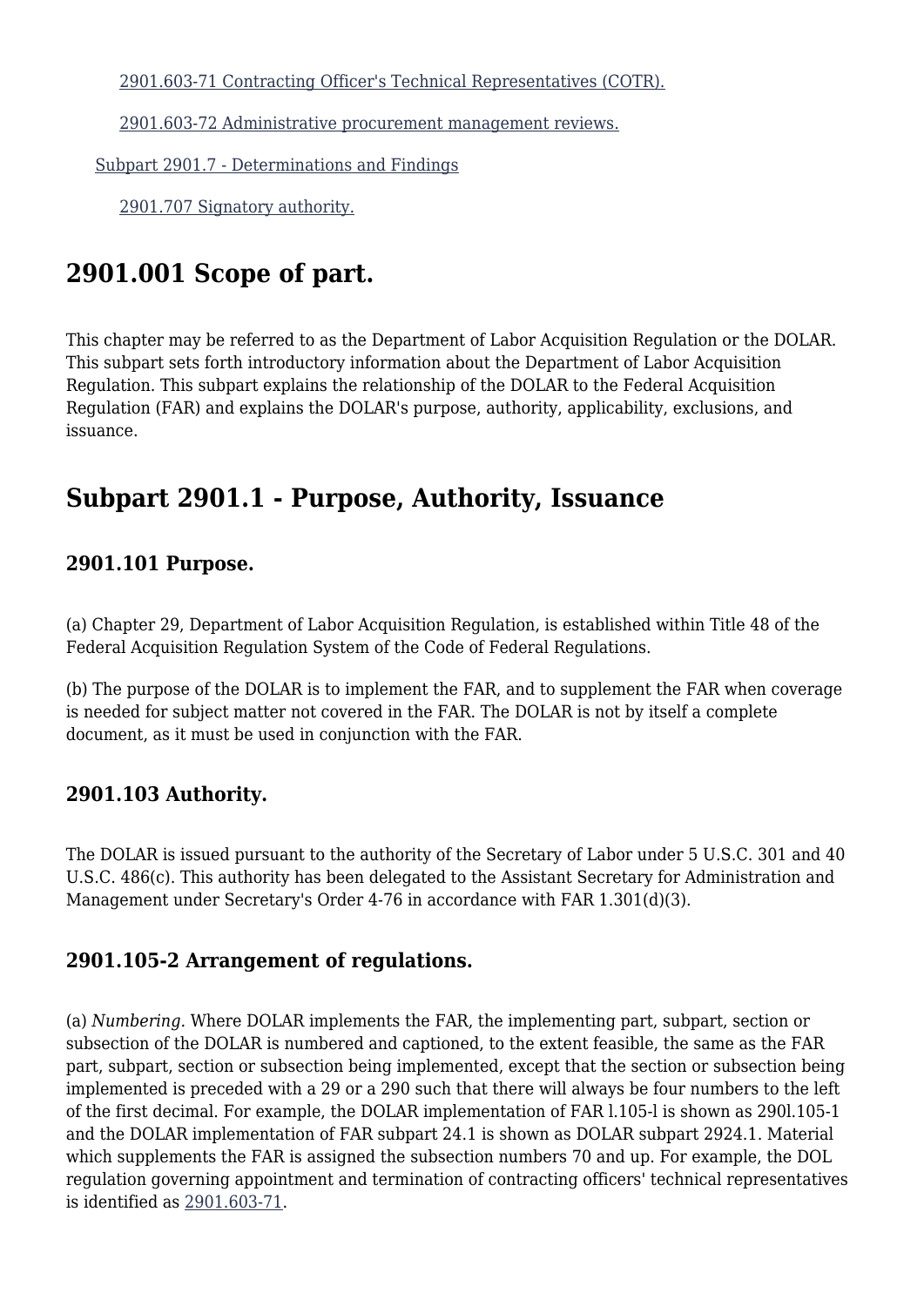[2901.603-71 Contracting Officer's Technical Representatives (COTR).](#)

[2901.603-72 Administrative procurement management reviews.](#)

[Subpart 2901.7 - Determinations and Findings](#)

[2901.707 Signatory authority.](#)

# 2901.001 Scope of part.

This chapter may be referred to as the Department of Labor Acquisition Regulation or the DOLAR. This subpart sets forth introductory information about the Department of Labor Acquisition Regulation. This subpart explains the relationship of the DOLAR to the Federal Acquisition Regulation (FAR) and explains the DOLAR's purpose, authority, applicability, exclusions, and issuance.

# Subpart 2901.1 - Purpose, Authority, Issuance

## 2901.101 Purpose.

(a) Chapter 29, Department of Labor Acquisition Regulation, is established within Title 48 of the Federal Acquisition Regulation System of the Code of Federal Regulations.

(b) The purpose of the DOLAR is to implement the FAR, and to supplement the FAR when coverage is needed for subject matter not covered in the FAR. The DOLAR is not by itself a complete document, as it must be used in conjunction with the FAR.

## 2901.103 Authority.

The DOLAR is issued pursuant to the authority of the Secretary of Labor under 5 U.S.C. 301 and 40 U.S.C. 486(c). This authority has been delegated to the Assistant Secretary for Administration and Management under Secretary's Order 4-76 in accordance with FAR 1.301(d)(3).

## 2901.105-2 Arrangement of regulations.

(a) *Numbering.* Where DOLAR implements the FAR, the implementing part, subpart, section or subsection of the DOLAR is numbered and captioned, to the extent feasible, the same as the FAR part, subpart, section or subsection being implemented, except that the section or subsection being implemented is preceded with a 29 or a 290 such that there will always be four numbers to the left of the first decimal. For example, the DOLAR implementation of FAR l.105-l is shown as 290l.105-1 and the DOLAR implementation of FAR subpart 24.1 is shown as DOLAR subpart 2924.1. Material which supplements the FAR is assigned the subsection numbers 70 and up. For example, the DOL regulation governing appointment and termination of contracting officers' technical representatives is identified as [2901.603-71](#).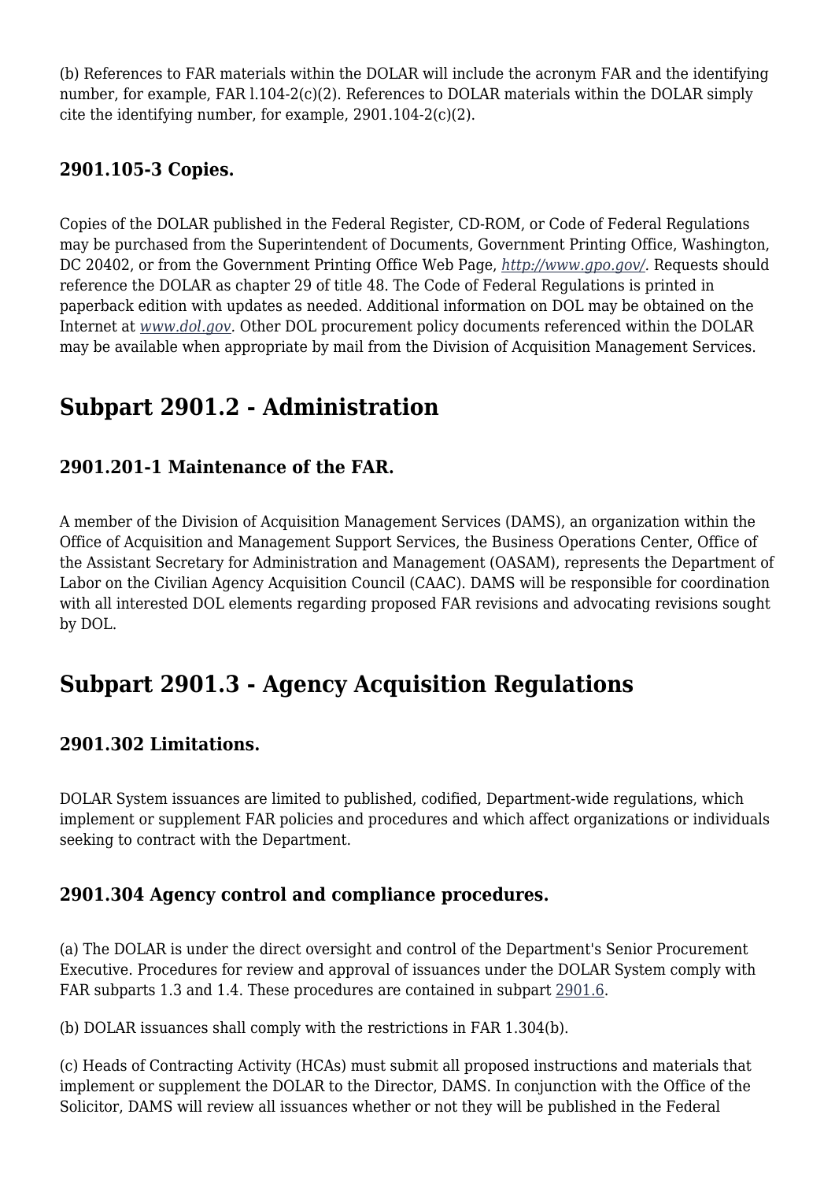(b) References to FAR materials within the DOLAR will include the acronym FAR and the identifying number, for example, FAR l.104-2(c)(2). References to DOLAR materials within the DOLAR simply cite the identifying number, for example, 2901.104-2(c)(2).

### 2901.105-3 Copies.

Copies of the DOLAR published in the Federal Register, CD-ROM, or Code of Federal Regulations may be purchased from the Superintendent of Documents, Government Printing Office, Washington, DC 20402, or from the Government Printing Office Web Page, *http://www.gpo.gov/*. Requests should reference the DOLAR as chapter 29 of title 48. The Code of Federal Regulations is printed in paperback edition with updates as needed. Additional information on DOL may be obtained on the Internet at *www.dol.gov*. Other DOL procurement policy documents referenced within the DOLAR may be available when appropriate by mail from the Division of Acquisition Management Services.

## Subpart 2901.2 - Administration

### 2901.201-1 Maintenance of the FAR.

A member of the Division of Acquisition Management Services (DAMS), an organization within the Office of Acquisition and Management Support Services, the Business Operations Center, Office of the Assistant Secretary for Administration and Management (OASAM), represents the Department of Labor on the Civilian Agency Acquisition Council (CAAC). DAMS will be responsible for coordination with all interested DOL elements regarding proposed FAR revisions and advocating revisions sought by DOL.

## Subpart 2901.3 - Agency Acquisition Regulations

### 2901.302 Limitations.

DOLAR System issuances are limited to published, codified, Department-wide regulations, which implement or supplement FAR policies and procedures and which affect organizations or individuals seeking to contract with the Department.

### 2901.304 Agency control and compliance procedures.

(a) The DOLAR is under the direct oversight and control of the Department's Senior Procurement Executive. Procedures for review and approval of issuances under the DOLAR System comply with FAR subparts 1.3 and 1.4. These procedures are contained in subpart 2901.6.

(b) DOLAR issuances shall comply with the restrictions in FAR 1.304(b).

(c) Heads of Contracting Activity (HCAs) must submit all proposed instructions and materials that implement or supplement the DOLAR to the Director, DAMS. In conjunction with the Office of the Solicitor, DAMS will review all issuances whether or not they will be published in the Federal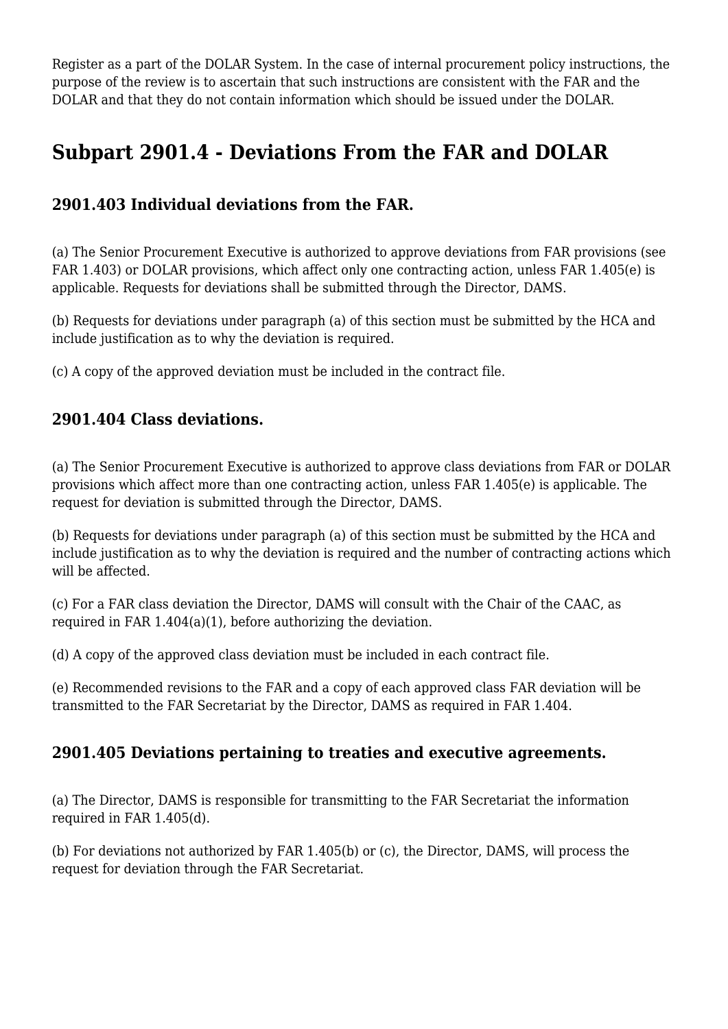Register as a part of the DOLAR System. In the case of internal procurement policy instructions, the purpose of the review is to ascertain that such instructions are consistent with the FAR and the DOLAR and that they do not contain information which should be issued under the DOLAR.

## Subpart 2901.4 - Deviations From the FAR and DOLAR

### 2901.403 Individual deviations from the FAR.

(a) The Senior Procurement Executive is authorized to approve deviations from FAR provisions (see FAR 1.403) or DOLAR provisions, which affect only one contracting action, unless FAR 1.405(e) is applicable. Requests for deviations shall be submitted through the Director, DAMS.

(b) Requests for deviations under paragraph (a) of this section must be submitted by the HCA and include justification as to why the deviation is required.

(c) A copy of the approved deviation must be included in the contract file.

### 2901.404 Class deviations.

(a) The Senior Procurement Executive is authorized to approve class deviations from FAR or DOLAR provisions which affect more than one contracting action, unless FAR 1.405(e) is applicable. The request for deviation is submitted through the Director, DAMS.

(b) Requests for deviations under paragraph (a) of this section must be submitted by the HCA and include justification as to why the deviation is required and the number of contracting actions which will be affected.

(c) For a FAR class deviation the Director, DAMS will consult with the Chair of the CAAC, as required in FAR 1.404(a)(1), before authorizing the deviation.

(d) A copy of the approved class deviation must be included in each contract file.

(e) Recommended revisions to the FAR and a copy of each approved class FAR deviation will be transmitted to the FAR Secretariat by the Director, DAMS as required in FAR 1.404.

### 2901.405 Deviations pertaining to treaties and executive agreements.

(a) The Director, DAMS is responsible for transmitting to the FAR Secretariat the information required in FAR 1.405(d).

(b) For deviations not authorized by FAR 1.405(b) or (c), the Director, DAMS, will process the request for deviation through the FAR Secretariat.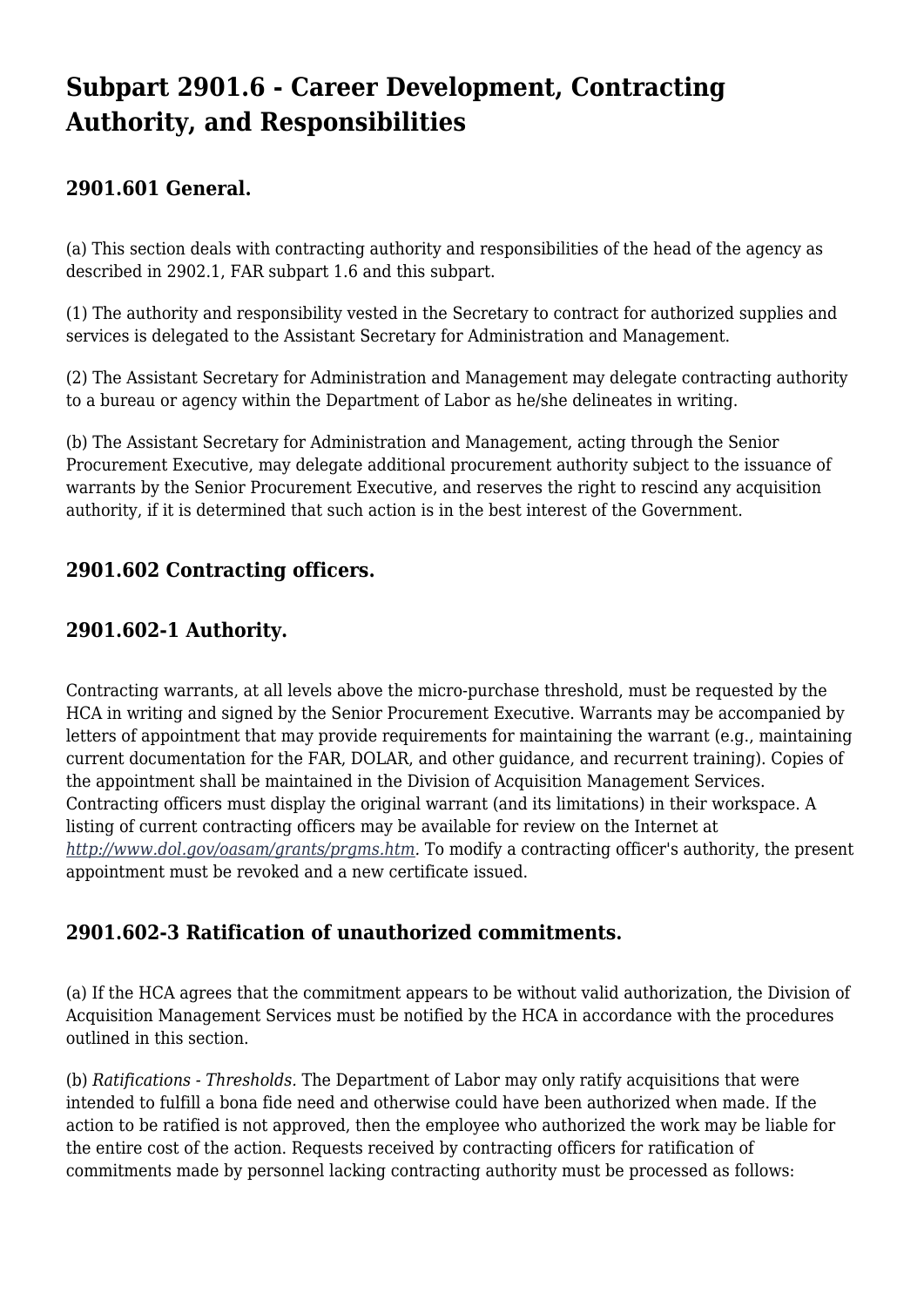## Subpart 2901.6 - Career Development, Contracting Authority, and Responsibilities

### 2901.601 General.

(a) This section deals with contracting authority and responsibilities of the head of the agency as described in 2902.1, FAR subpart 1.6 and this subpart.

(1) The authority and responsibility vested in the Secretary to contract for authorized supplies and services is delegated to the Assistant Secretary for Administration and Management.

(2) The Assistant Secretary for Administration and Management may delegate contracting authority to a bureau or agency within the Department of Labor as he/she delineates in writing.

(b) The Assistant Secretary for Administration and Management, acting through the Senior Procurement Executive, may delegate additional procurement authority subject to the issuance of warrants by the Senior Procurement Executive, and reserves the right to rescind any acquisition authority, if it is determined that such action is in the best interest of the Government.

### 2901.602 Contracting officers.

### 2901.602-1 Authority.

Contracting warrants, at all levels above the micro-purchase threshold, must be requested by the HCA in writing and signed by the Senior Procurement Executive. Warrants may be accompanied by letters of appointment that may provide requirements for maintaining the warrant (e.g., maintaining current documentation for the FAR, DOLAR, and other guidance, and recurrent training). Copies of the appointment shall be maintained in the Division of Acquisition Management Services. Contracting officers must display the original warrant (and its limitations) in their workspace. A listing of current contracting officers may be available for review on the Internet at *http://www.dol.gov/oasam/grants/prgms.htm*. To modify a contracting officer's authority, the present appointment must be revoked and a new certificate issued.

### 2901.602-3 Ratification of unauthorized commitments.

(a) If the HCA agrees that the commitment appears to be without valid authorization, the Division of Acquisition Management Services must be notified by the HCA in accordance with the procedures outlined in this section.

(b) *Ratifications - Thresholds*. The Department of Labor may only ratify acquisitions that were intended to fulfill a bona fide need and otherwise could have been authorized when made. If the action to be ratified is not approved, then the employee who authorized the work may be liable for the entire cost of the action. Requests received by contracting officers for ratification of commitments made by personnel lacking contracting authority must be processed as follows: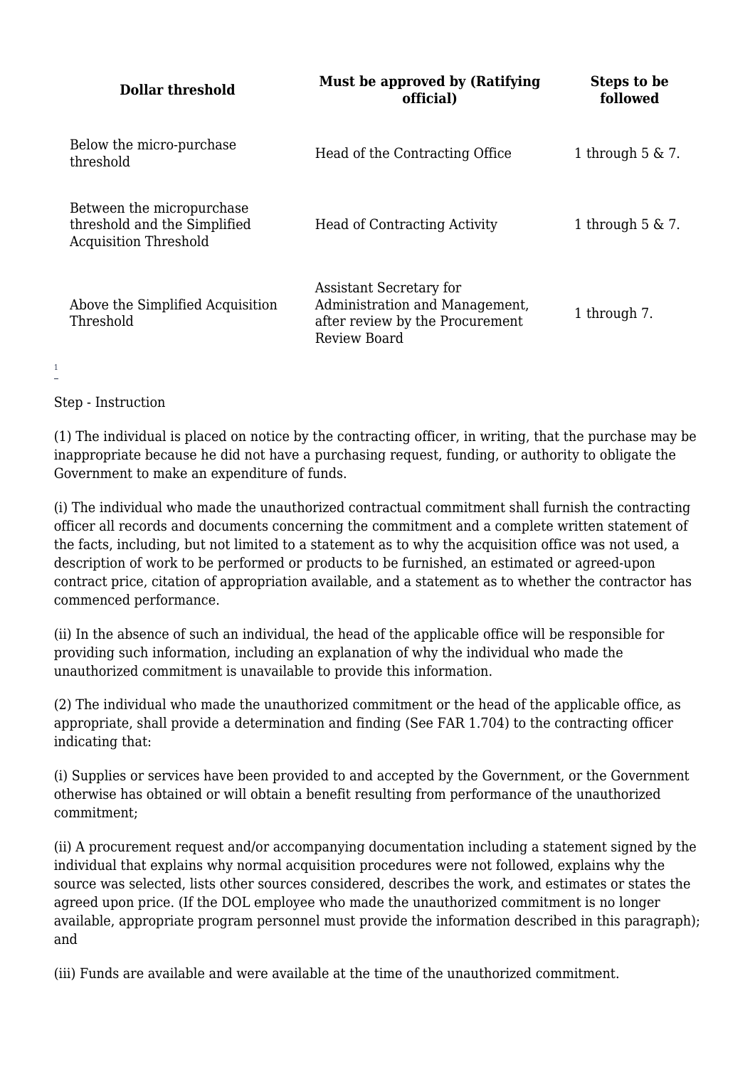| Dollar threshold | Must be approved by (Ratifying official) | Steps to be followed |
| --- | --- | --- |
| Below the micro-purchase threshold | Head of the Contracting Office | 1 through 5 & 7. |
| Between the micropurchase threshold and the Simplified Acquisition Threshold | Head of Contracting Activity | 1 through 5 & 7. |
| Above the Simplified Acquisition Threshold | Assistant Secretary for Administration and Management, after review by the Procurement Review Board | 1 through 7. |

[1]

Step - Instruction

(1) The individual is placed on notice by the contracting officer, in writing, that the purchase may be inappropriate because he did not have a purchasing request, funding, or authority to obligate the Government to make an expenditure of funds.

(i) The individual who made the unauthorized contractual commitment shall furnish the contracting officer all records and documents concerning the commitment and a complete written statement of the facts, including, but not limited to a statement as to why the acquisition office was not used, a description of work to be performed or products to be furnished, an estimated or agreed-upon contract price, citation of appropriation available, and a statement as to whether the contractor has commenced performance.

(ii) In the absence of such an individual, the head of the applicable office will be responsible for providing such information, including an explanation of why the individual who made the unauthorized commitment is unavailable to provide this information.

(2) The individual who made the unauthorized commitment or the head of the applicable office, as appropriate, shall provide a determination and finding (See FAR 1.704) to the contracting officer indicating that:

(i) Supplies or services have been provided to and accepted by the Government, or the Government otherwise has obtained or will obtain a benefit resulting from performance of the unauthorized commitment;

(ii) A procurement request and/or accompanying documentation including a statement signed by the individual that explains why normal acquisition procedures were not followed, explains why the source was selected, lists other sources considered, describes the work, and estimates or states the agreed upon price. (If the DOL employee who made the unauthorized commitment is no longer available, appropriate program personnel must provide the information described in this paragraph); and

(iii) Funds are available and were available at the time of the unauthorized commitment.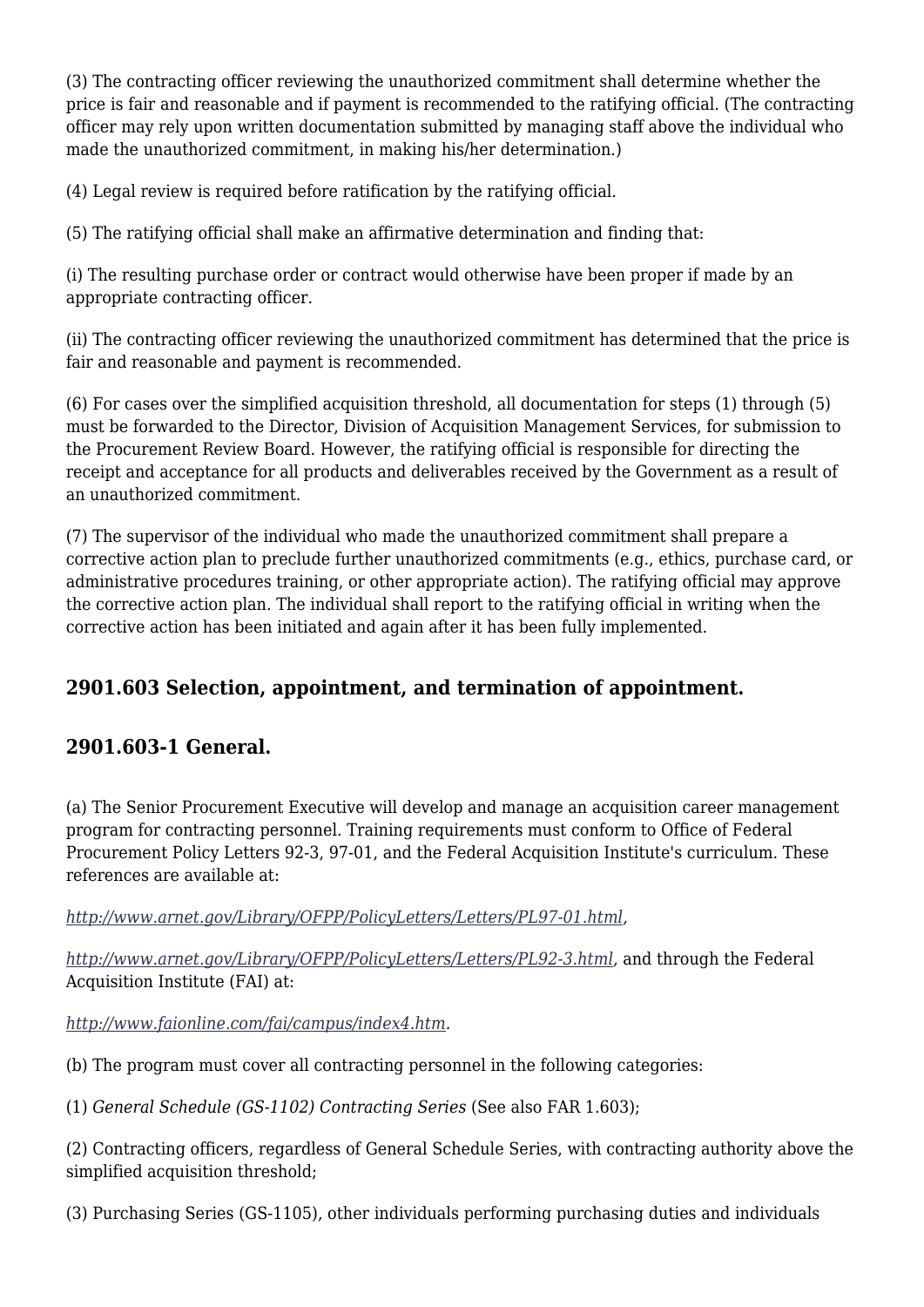(3) The contracting officer reviewing the unauthorized commitment shall determine whether the price is fair and reasonable and if payment is recommended to the ratifying official. (The contracting officer may rely upon written documentation submitted by managing staff above the individual who made the unauthorized commitment, in making his/her determination.)

(4) Legal review is required before ratification by the ratifying official.

(5) The ratifying official shall make an affirmative determination and finding that:

(i) The resulting purchase order or contract would otherwise have been proper if made by an appropriate contracting officer.

(ii) The contracting officer reviewing the unauthorized commitment has determined that the price is fair and reasonable and payment is recommended.

(6) For cases over the simplified acquisition threshold, all documentation for steps (1) through (5) must be forwarded to the Director, Division of Acquisition Management Services, for submission to the Procurement Review Board. However, the ratifying official is responsible for directing the receipt and acceptance for all products and deliverables received by the Government as a result of an unauthorized commitment.

(7) The supervisor of the individual who made the unauthorized commitment shall prepare a corrective action plan to preclude further unauthorized commitments (e.g., ethics, purchase card, or administrative procedures training, or other appropriate action). The ratifying official may approve the corrective action plan. The individual shall report to the ratifying official in writing when the corrective action has been initiated and again after it has been fully implemented.

## 2901.603 Selection, appointment, and termination of appointment.

## 2901.603-1 General.

(a) The Senior Procurement Executive will develop and manage an acquisition career management program for contracting personnel. Training requirements must conform to Office of Federal Procurement Policy Letters 92-3, 97-01, and the Federal Acquisition Institute's curriculum. These references are available at:

*http://www.arnet.gov/Library/OFPP/PolicyLetters/Letters/PL97-01.html*,

*http://www.arnet.gov/Library/OFPP/PolicyLetters/Letters/PL92-3.html*, and through the Federal Acquisition Institute (FAI) at:

*http://www.faionline.com/fai/campus/index4.htm*.

(b) The program must cover all contracting personnel in the following categories:

(1) *General Schedule (GS-1102) Contracting Series* (See also FAR 1.603);

(2) Contracting officers, regardless of General Schedule Series, with contracting authority above the simplified acquisition threshold;

(3) Purchasing Series (GS-1105), other individuals performing purchasing duties and individuals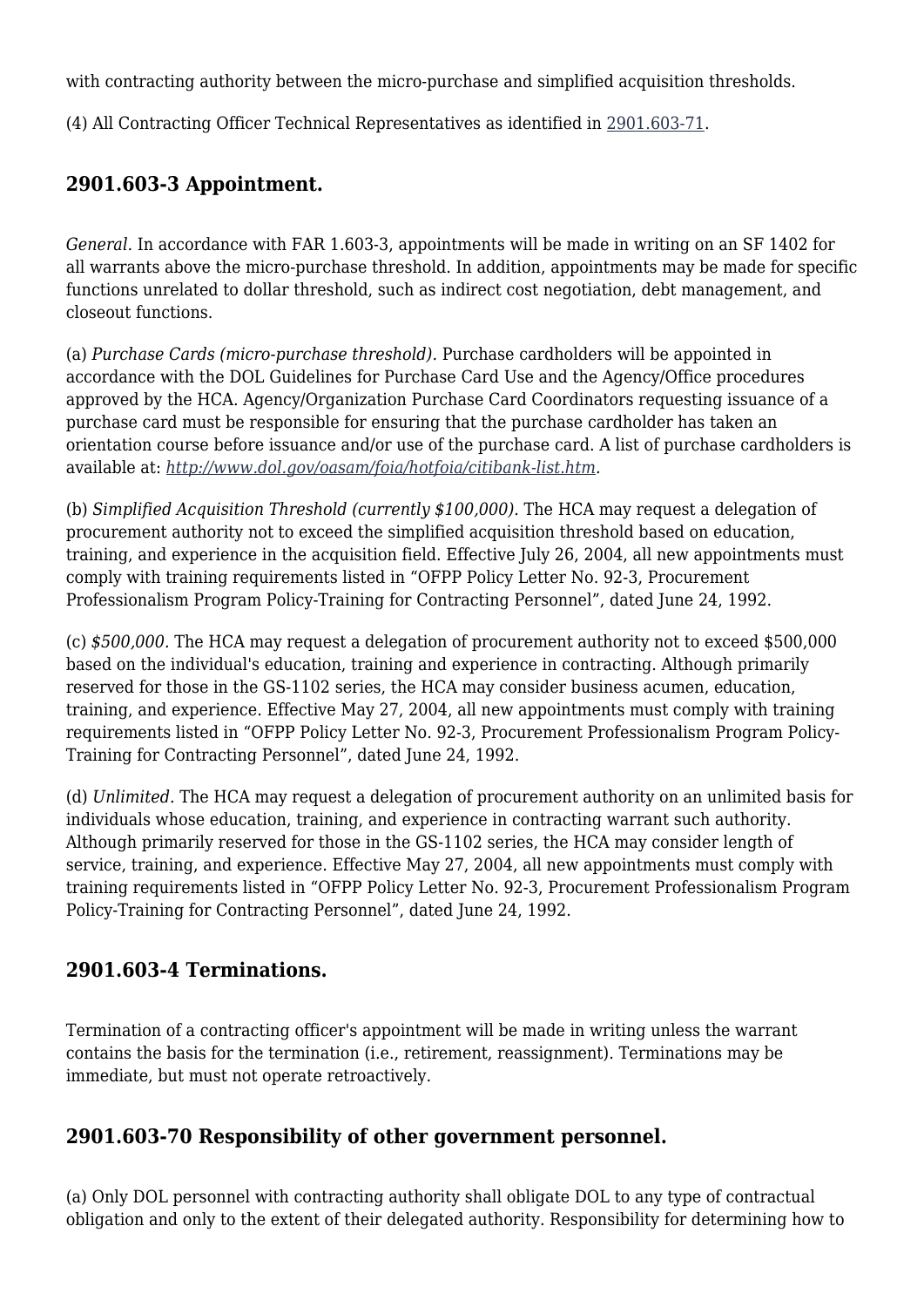with contracting authority between the micro-purchase and simplified acquisition thresholds.

(4) All Contracting Officer Technical Representatives as identified in 2901.603-71.

## 2901.603-3 Appointment.

*General.* In accordance with FAR 1.603-3, appointments will be made in writing on an SF 1402 for all warrants above the micro-purchase threshold. In addition, appointments may be made for specific functions unrelated to dollar threshold, such as indirect cost negotiation, debt management, and closeout functions.

(a) *Purchase Cards (micro-purchase threshold).* Purchase cardholders will be appointed in accordance with the DOL Guidelines for Purchase Card Use and the Agency/Office procedures approved by the HCA. Agency/Organization Purchase Card Coordinators requesting issuance of a purchase card must be responsible for ensuring that the purchase cardholder has taken an orientation course before issuance and/or use of the purchase card. A list of purchase cardholders is available at: *http://www.dol.gov/oasam/foia/hotfoia/citibank-list.htm.*

(b) *Simplified Acquisition Threshold (currently $100,000).* The HCA may request a delegation of procurement authority not to exceed the simplified acquisition threshold based on education, training, and experience in the acquisition field. Effective July 26, 2004, all new appointments must comply with training requirements listed in “OFPP Policy Letter No. 92-3, Procurement Professionalism Program Policy-Training for Contracting Personnel”, dated June 24, 1992.

(c) *$500,000.* The HCA may request a delegation of procurement authority not to exceed $500,000 based on the individual's education, training and experience in contracting. Although primarily reserved for those in the GS-1102 series, the HCA may consider business acumen, education, training, and experience. Effective May 27, 2004, all new appointments must comply with training requirements listed in “OFPP Policy Letter No. 92-3, Procurement Professionalism Program Policy-Training for Contracting Personnel”, dated June 24, 1992.

(d) *Unlimited.* The HCA may request a delegation of procurement authority on an unlimited basis for individuals whose education, training, and experience in contracting warrant such authority. Although primarily reserved for those in the GS-1102 series, the HCA may consider length of service, training, and experience. Effective May 27, 2004, all new appointments must comply with training requirements listed in “OFPP Policy Letter No. 92-3, Procurement Professionalism Program Policy-Training for Contracting Personnel”, dated June 24, 1992.

## 2901.603-4 Terminations.

Termination of a contracting officer's appointment will be made in writing unless the warrant contains the basis for the termination (i.e., retirement, reassignment). Terminations may be immediate, but must not operate retroactively.

## 2901.603-70 Responsibility of other government personnel.

(a) Only DOL personnel with contracting authority shall obligate DOL to any type of contractual obligation and only to the extent of their delegated authority. Responsibility for determining how to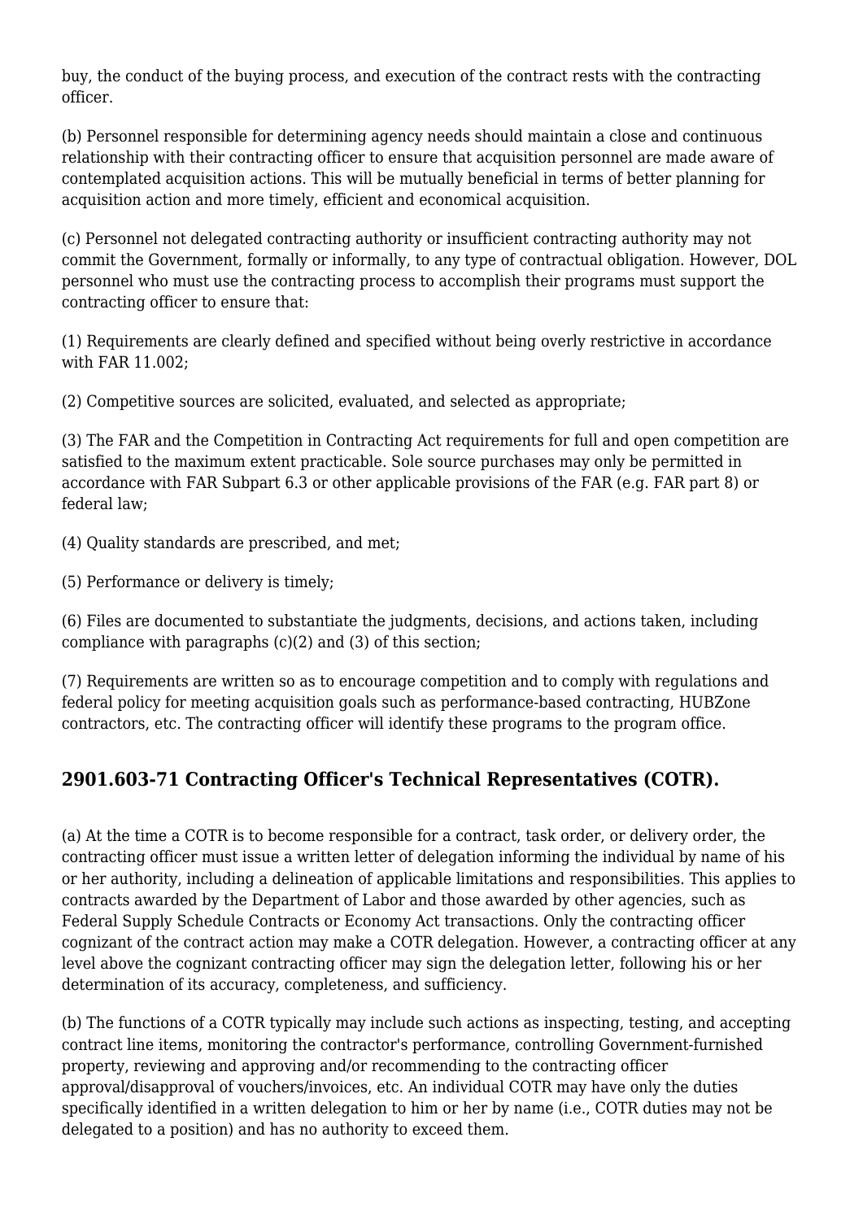buy, the conduct of the buying process, and execution of the contract rests with the contracting officer.

(b) Personnel responsible for determining agency needs should maintain a close and continuous relationship with their contracting officer to ensure that acquisition personnel are made aware of contemplated acquisition actions. This will be mutually beneficial in terms of better planning for acquisition action and more timely, efficient and economical acquisition.

(c) Personnel not delegated contracting authority or insufficient contracting authority may not commit the Government, formally or informally, to any type of contractual obligation. However, DOL personnel who must use the contracting process to accomplish their programs must support the contracting officer to ensure that:

(1) Requirements are clearly defined and specified without being overly restrictive in accordance with FAR 11.002;

(2) Competitive sources are solicited, evaluated, and selected as appropriate;

(3) The FAR and the Competition in Contracting Act requirements for full and open competition are satisfied to the maximum extent practicable. Sole source purchases may only be permitted in accordance with FAR Subpart 6.3 or other applicable provisions of the FAR (e.g. FAR part 8) or federal law;

(4) Quality standards are prescribed, and met;

(5) Performance or delivery is timely;

(6) Files are documented to substantiate the judgments, decisions, and actions taken, including compliance with paragraphs (c)(2) and (3) of this section;

(7) Requirements are written so as to encourage competition and to comply with regulations and federal policy for meeting acquisition goals such as performance-based contracting, HUBZone contractors, etc. The contracting officer will identify these programs to the program office.

## 2901.603-71 Contracting Officer's Technical Representatives (COTR).

(a) At the time a COTR is to become responsible for a contract, task order, or delivery order, the contracting officer must issue a written letter of delegation informing the individual by name of his or her authority, including a delineation of applicable limitations and responsibilities. This applies to contracts awarded by the Department of Labor and those awarded by other agencies, such as Federal Supply Schedule Contracts or Economy Act transactions. Only the contracting officer cognizant of the contract action may make a COTR delegation. However, a contracting officer at any level above the cognizant contracting officer may sign the delegation letter, following his or her determination of its accuracy, completeness, and sufficiency.

(b) The functions of a COTR typically may include such actions as inspecting, testing, and accepting contract line items, monitoring the contractor's performance, controlling Government-furnished property, reviewing and approving and/or recommending to the contracting officer approval/disapproval of vouchers/invoices, etc. An individual COTR may have only the duties specifically identified in a written delegation to him or her by name (i.e., COTR duties may not be delegated to a position) and has no authority to exceed them.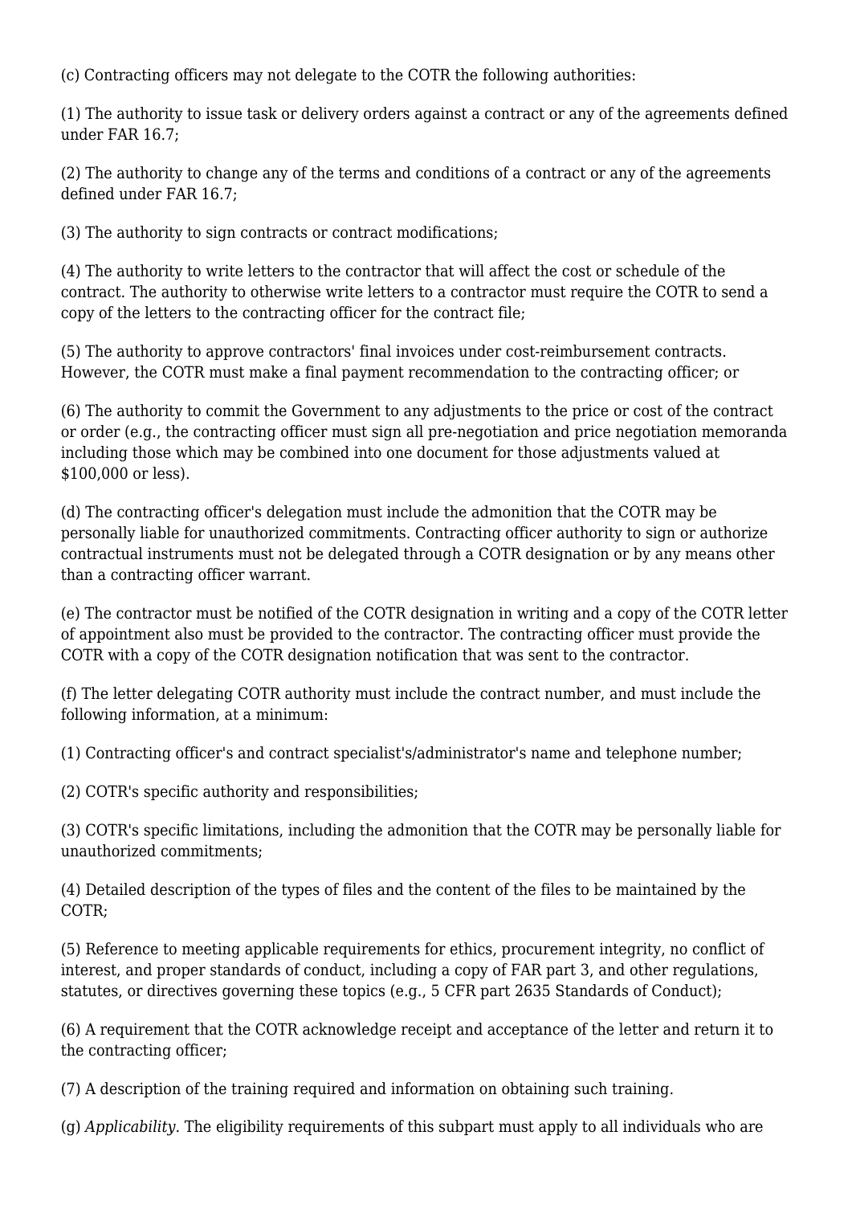(c) Contracting officers may not delegate to the COTR the following authorities:

(1) The authority to issue task or delivery orders against a contract or any of the agreements defined under FAR 16.7;

(2) The authority to change any of the terms and conditions of a contract or any of the agreements defined under FAR 16.7;

(3) The authority to sign contracts or contract modifications;

(4) The authority to write letters to the contractor that will affect the cost or schedule of the contract. The authority to otherwise write letters to a contractor must require the COTR to send a copy of the letters to the contracting officer for the contract file;

(5) The authority to approve contractors' final invoices under cost-reimbursement contracts. However, the COTR must make a final payment recommendation to the contracting officer; or

(6) The authority to commit the Government to any adjustments to the price or cost of the contract or order (e.g., the contracting officer must sign all pre-negotiation and price negotiation memoranda including those which may be combined into one document for those adjustments valued at $100,000 or less).

(d) The contracting officer's delegation must include the admonition that the COTR may be personally liable for unauthorized commitments. Contracting officer authority to sign or authorize contractual instruments must not be delegated through a COTR designation or by any means other than a contracting officer warrant.

(e) The contractor must be notified of the COTR designation in writing and a copy of the COTR letter of appointment also must be provided to the contractor. The contracting officer must provide the COTR with a copy of the COTR designation notification that was sent to the contractor.

(f) The letter delegating COTR authority must include the contract number, and must include the following information, at a minimum:

(1) Contracting officer's and contract specialist's/administrator's name and telephone number;

(2) COTR's specific authority and responsibilities;

(3) COTR's specific limitations, including the admonition that the COTR may be personally liable for unauthorized commitments;

(4) Detailed description of the types of files and the content of the files to be maintained by the COTR;

(5) Reference to meeting applicable requirements for ethics, procurement integrity, no conflict of interest, and proper standards of conduct, including a copy of FAR part 3, and other regulations, statutes, or directives governing these topics (e.g., 5 CFR part 2635 Standards of Conduct);

(6) A requirement that the COTR acknowledge receipt and acceptance of the letter and return it to the contracting officer;

(7) A description of the training required and information on obtaining such training.

(g) *Applicability.* The eligibility requirements of this subpart must apply to all individuals who are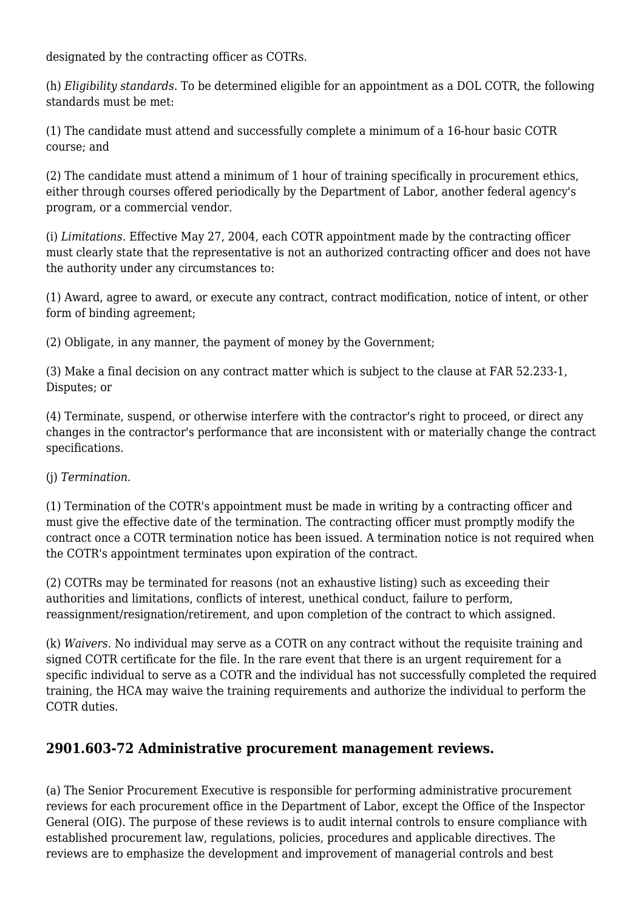designated by the contracting officer as COTRs.

(h) *Eligibility standards.* To be determined eligible for an appointment as a DOL COTR, the following standards must be met:

(1) The candidate must attend and successfully complete a minimum of a 16-hour basic COTR course; and

(2) The candidate must attend a minimum of 1 hour of training specifically in procurement ethics, either through courses offered periodically by the Department of Labor, another federal agency's program, or a commercial vendor.

(i) *Limitations.* Effective May 27, 2004, each COTR appointment made by the contracting officer must clearly state that the representative is not an authorized contracting officer and does not have the authority under any circumstances to:

(1) Award, agree to award, or execute any contract, contract modification, notice of intent, or other form of binding agreement;

(2) Obligate, in any manner, the payment of money by the Government;

(3) Make a final decision on any contract matter which is subject to the clause at FAR 52.233-1, Disputes; or

(4) Terminate, suspend, or otherwise interfere with the contractor's right to proceed, or direct any changes in the contractor's performance that are inconsistent with or materially change the contract specifications.

(j) *Termination.*

(1) Termination of the COTR's appointment must be made in writing by a contracting officer and must give the effective date of the termination. The contracting officer must promptly modify the contract once a COTR termination notice has been issued. A termination notice is not required when the COTR's appointment terminates upon expiration of the contract.

(2) COTRs may be terminated for reasons (not an exhaustive listing) such as exceeding their authorities and limitations, conflicts of interest, unethical conduct, failure to perform, reassignment/resignation/retirement, and upon completion of the contract to which assigned.

(k) *Waivers.* No individual may serve as a COTR on any contract without the requisite training and signed COTR certificate for the file. In the rare event that there is an urgent requirement for a specific individual to serve as a COTR and the individual has not successfully completed the required training, the HCA may waive the training requirements and authorize the individual to perform the COTR duties.

## 2901.603-72 Administrative procurement management reviews.

(a) The Senior Procurement Executive is responsible for performing administrative procurement reviews for each procurement office in the Department of Labor, except the Office of the Inspector General (OIG). The purpose of these reviews is to audit internal controls to ensure compliance with established procurement law, regulations, policies, procedures and applicable directives. The reviews are to emphasize the development and improvement of managerial controls and best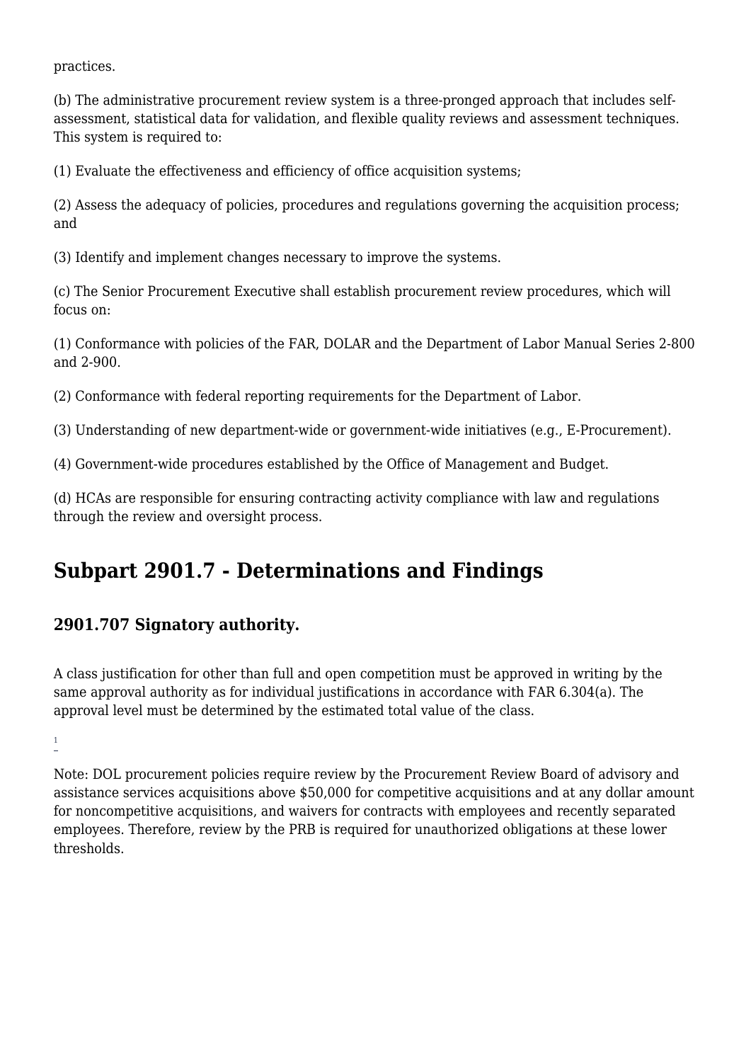practices.

(b) The administrative procurement review system is a three-pronged approach that includes self-assessment, statistical data for validation, and flexible quality reviews and assessment techniques. This system is required to:

(1) Evaluate the effectiveness and efficiency of office acquisition systems;

(2) Assess the adequacy of policies, procedures and regulations governing the acquisition process; and

(3) Identify and implement changes necessary to improve the systems.

(c) The Senior Procurement Executive shall establish procurement review procedures, which will focus on:

(1) Conformance with policies of the FAR, DOLAR and the Department of Labor Manual Series 2-800 and 2-900.

(2) Conformance with federal reporting requirements for the Department of Labor.

(3) Understanding of new department-wide or government-wide initiatives (e.g., E-Procurement).

(4) Government-wide procedures established by the Office of Management and Budget.

(d) HCAs are responsible for ensuring contracting activity compliance with law and regulations through the review and oversight process.

## Subpart 2901.7 - Determinations and Findings

### 2901.707 Signatory authority.

A class justification for other than full and open competition must be approved in writing by the same approval authority as for individual justifications in accordance with FAR 6.304(a). The approval level must be determined by the estimated total value of the class.

[1]

Note: DOL procurement policies require review by the Procurement Review Board of advisory and assistance services acquisitions above $50,000 for competitive acquisitions and at any dollar amount for noncompetitive acquisitions, and waivers for contracts with employees and recently separated employees. Therefore, review by the PRB is required for unauthorized obligations at these lower thresholds.